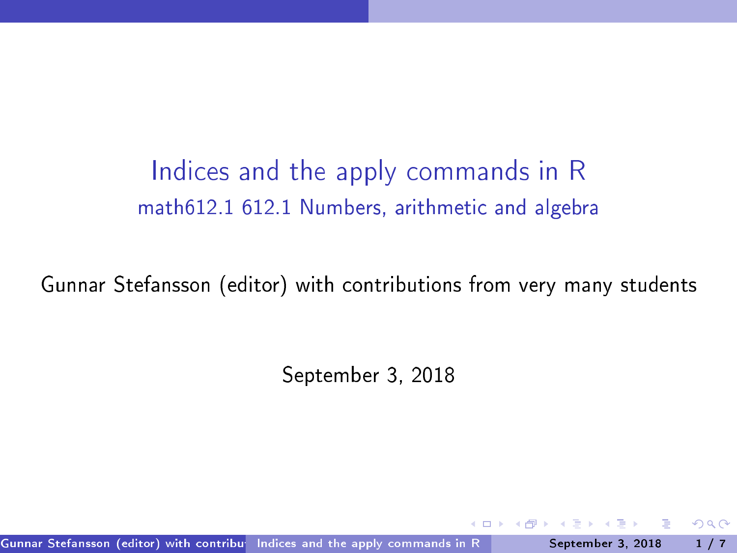# Indices and the apply commands in R

## math612.1 612.1 Numbers, arithmetic and algebra

Gunnar Stefansson (editor) with contributions from very many students

September 3, 2018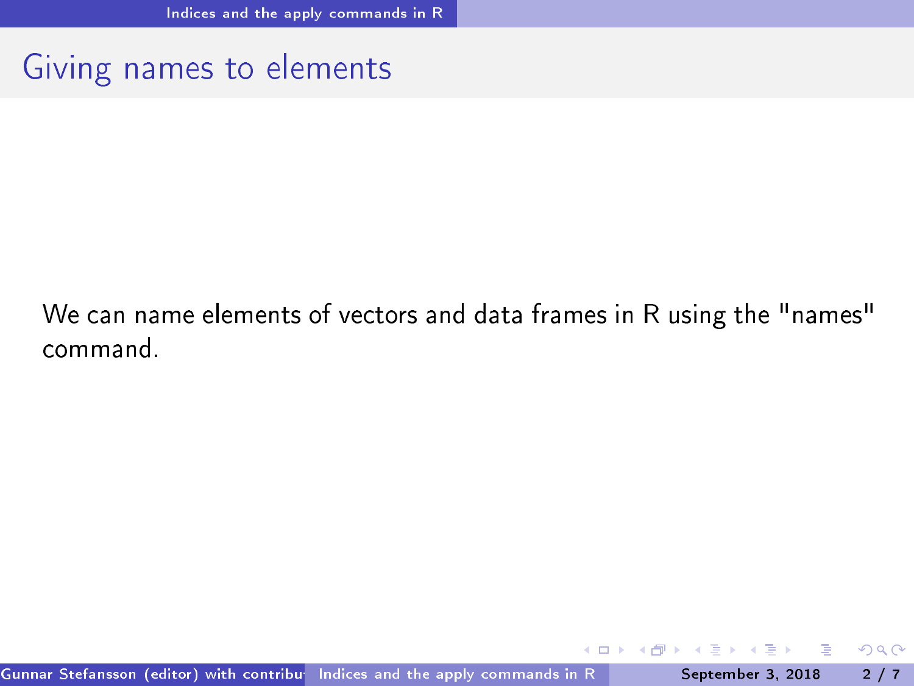# Giving names to elements

We can name elements of vectors and data frames in R using the "names" command.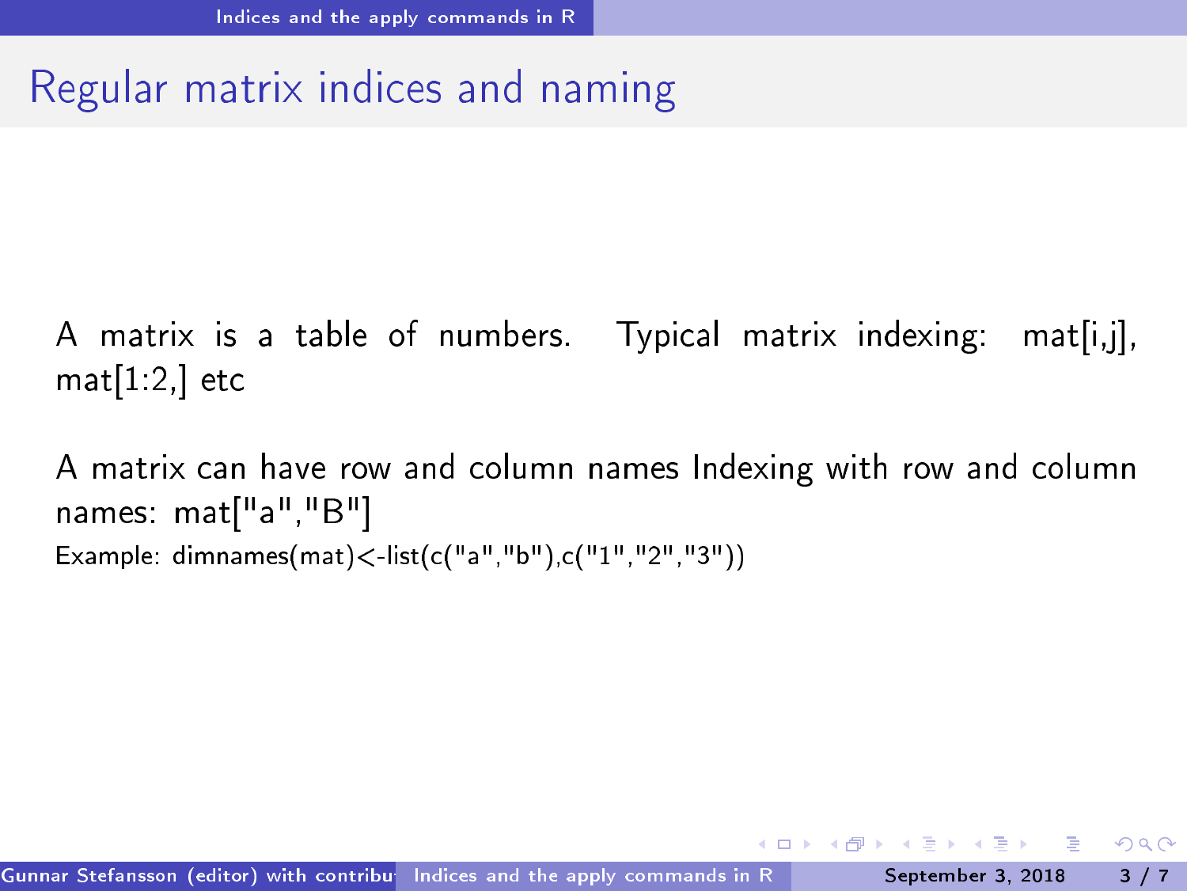# Regular matrix indices and naming

A matrix is a table of numbers. Typical matrix indexing: mat[i,j], mat[1:2,] etc

A matrix can have row and column names Indexing with row and column names: mat["a","B"]

Example: dimnames(mat)<-list(c("a","b"),c("1","2","3"))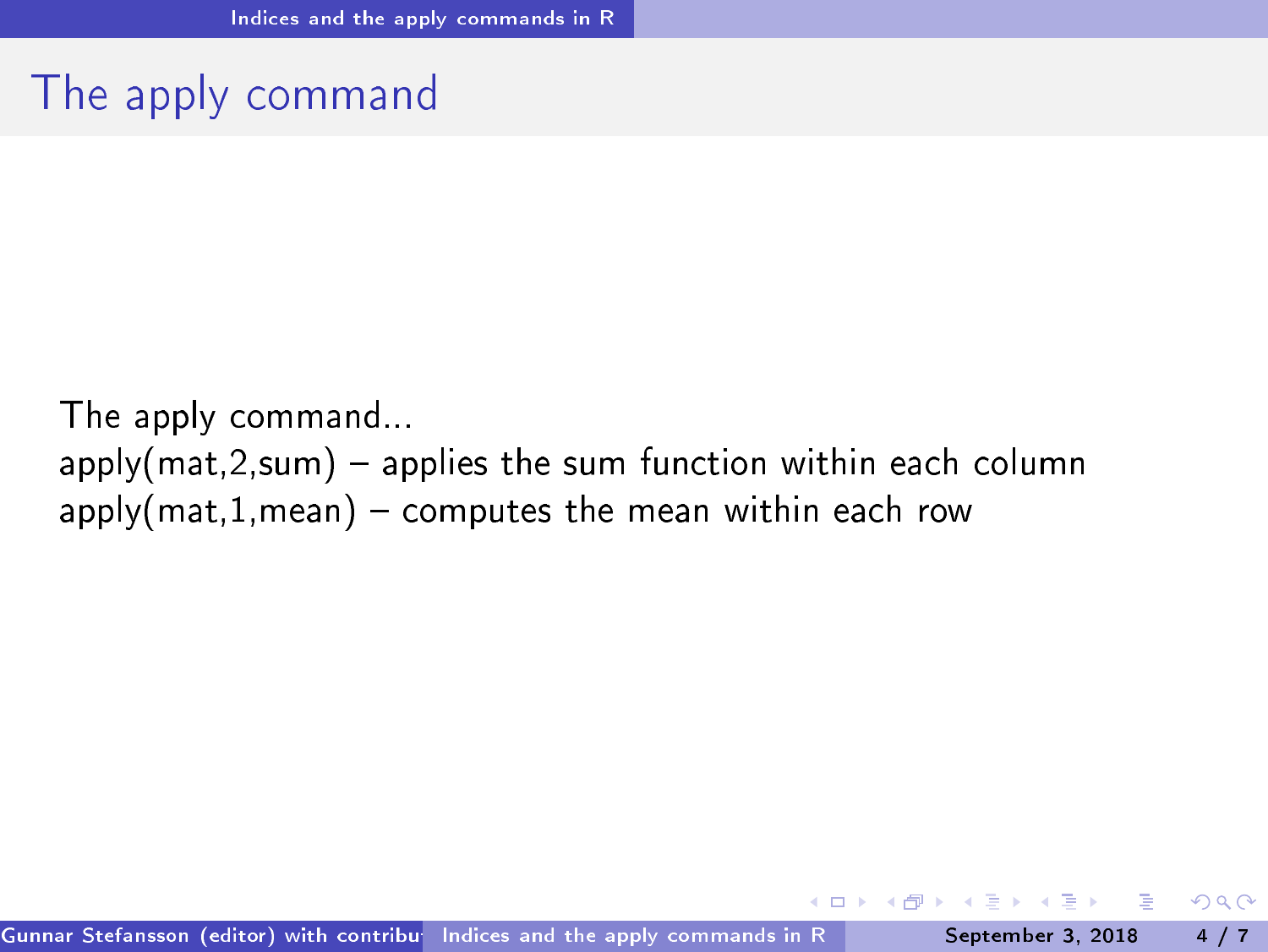# The apply command

The apply command...
apply(mat,2,sum) – applies the sum function within each column
apply(mat,1,mean) – computes the mean within each row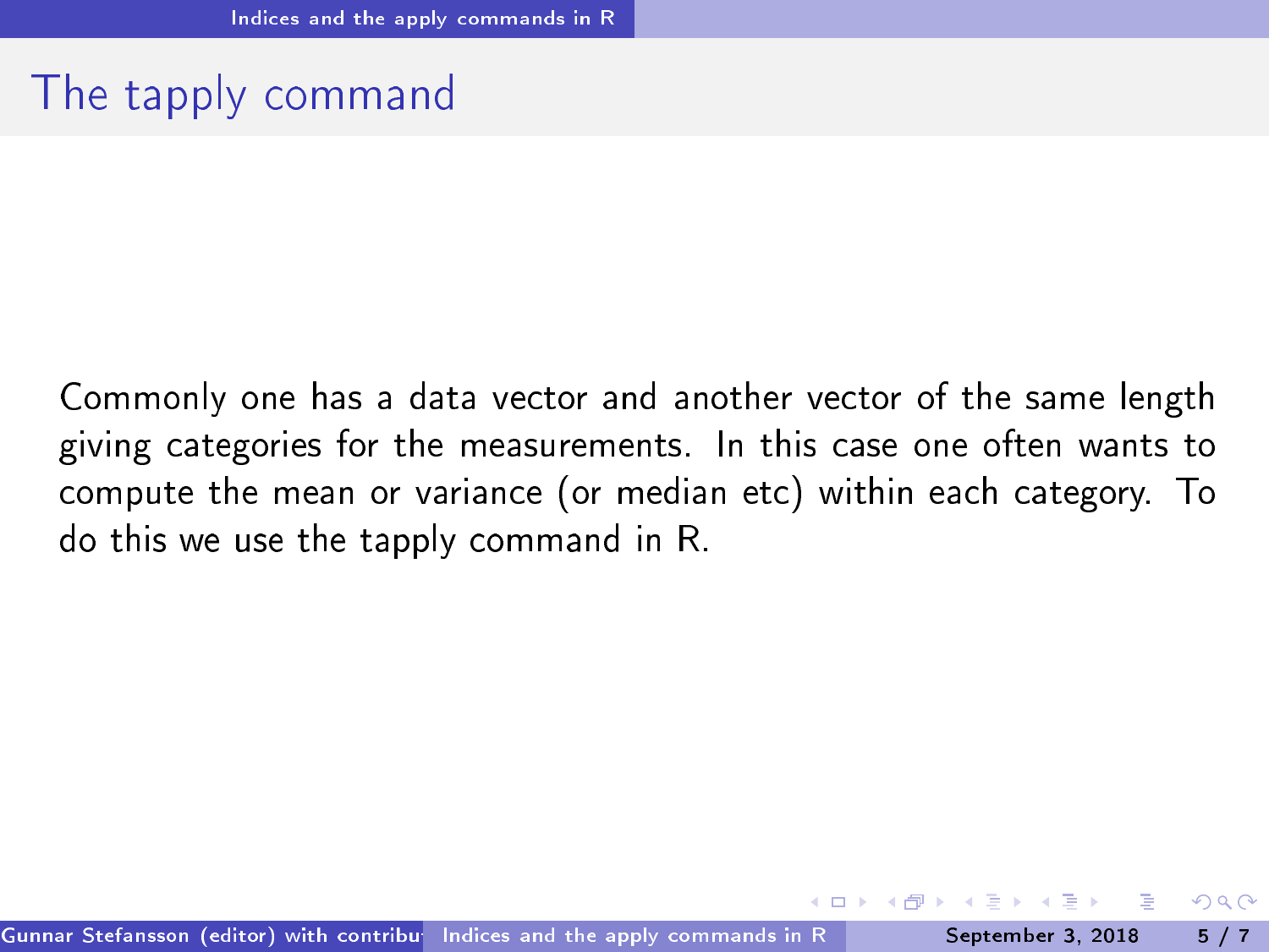# The tapply command

Commonly one has a data vector and another vector of the same length giving categories for the measurements. In this case one often wants to compute the mean or variance (or median etc) within each category. To do this we use the tapply command in R.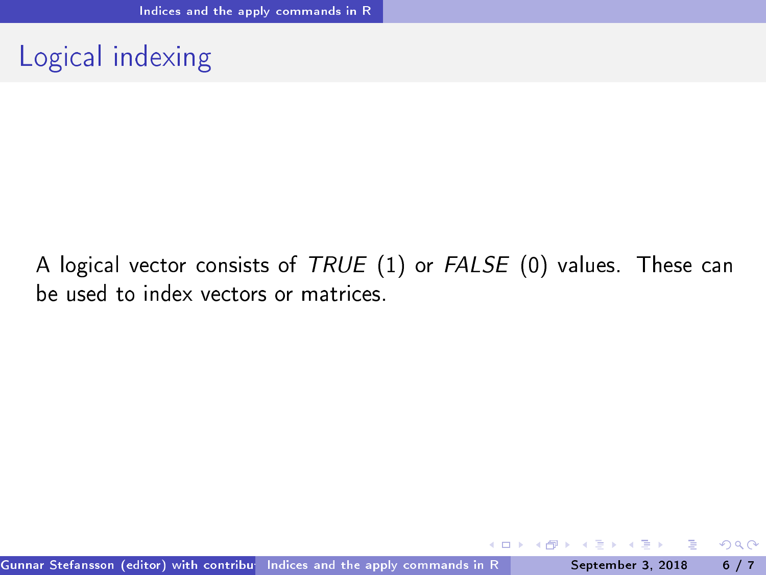## Logical indexing

A logical vector consists of *TRUE* (1) or *FALSE* (0) values. These can be used to index vectors or matrices.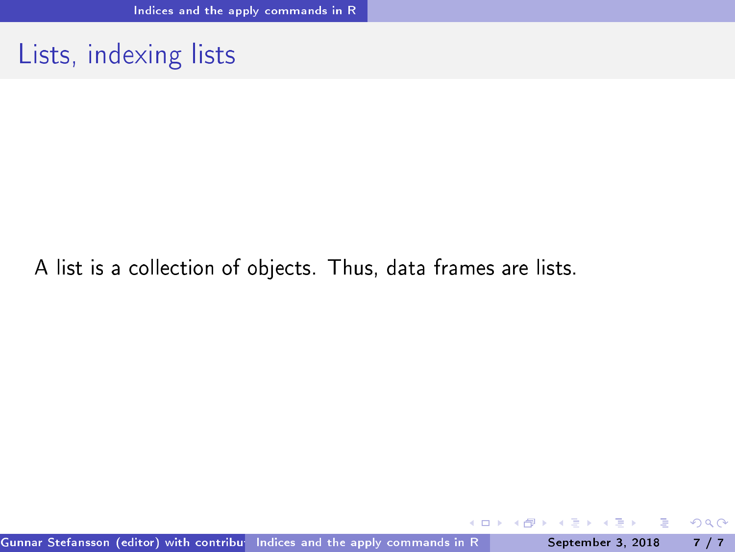## Lists, indexing lists

A list is a collection of objects. Thus, data frames are lists.